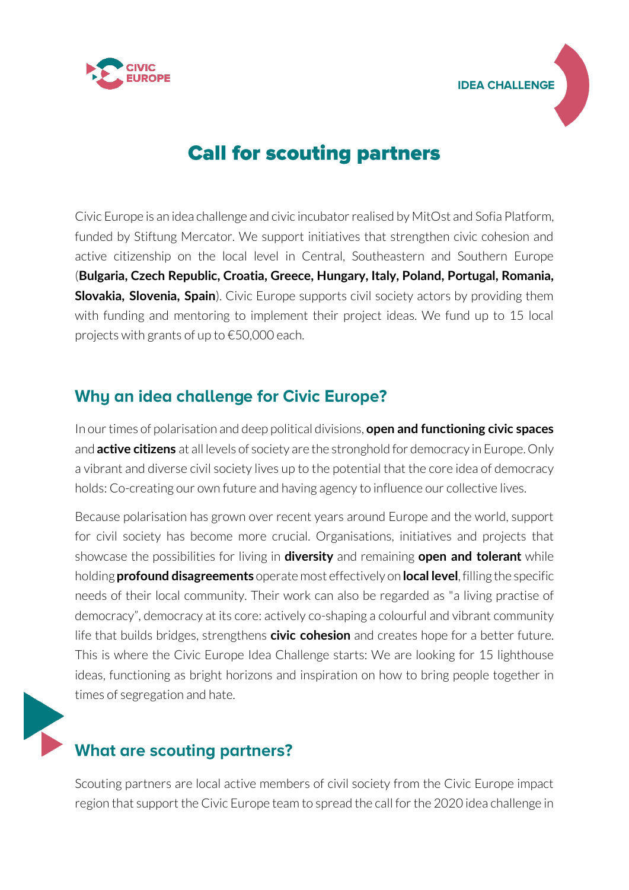# Call for scouting partners

Civic Europe is an idea challenge and civic incubator realised by MitOst and Sofia Platform, funded by Stiftung Mercator. We support initiatives that strengthen civic cohesion and active citizenship on the local level in Central, Southeastern and Southern Europe (**Bulgaria, Czech Republic, Croatia, Greece, Hungary, Italy, Poland, Portugal, Romania, Slovakia, Slovenia, Spain**). Civic Europe supports civil society actors by providing them with funding and mentoring to implement their project ideas. We fund up to 15 local projects with grants of up to €50,000 each.

## Why an idea challenge for Civic Europe?

In our times of polarisation and deep political divisions, **open and functioning civic spaces** and **active citizens** at all levels of society are the stronghold for democracy in Europe. Only a vibrant and diverse civil society lives up to the potential that the core idea of democracy holds: Co-creating our own future and having agency to influence our collective lives.

Because polarisation has grown over recent years around Europe and the world, support for civil society has become more crucial. Organisations, initiatives and projects that showcase the possibilities for living in **diversity** and remaining **open and tolerant** while holding **profound disagreements** operate most effectively on **local level**, filling the specific needs of their local community. Their work can also be regarded as "a living practise of democracy", democracy at its core: actively co-shaping a colourful and vibrant community life that builds bridges, strengthens **civic cohesion** and creates hope for a better future. This is where the Civic Europe Idea Challenge starts: We are looking for 15 lighthouse ideas, functioning as bright horizons and inspiration on how to bring people together in times of segregation and hate.

## What are scouting partners?

Scouting partners are local active members of civil society from the Civic Europe impact region that support the Civic Europe team to spread the call for the 2020 idea challenge in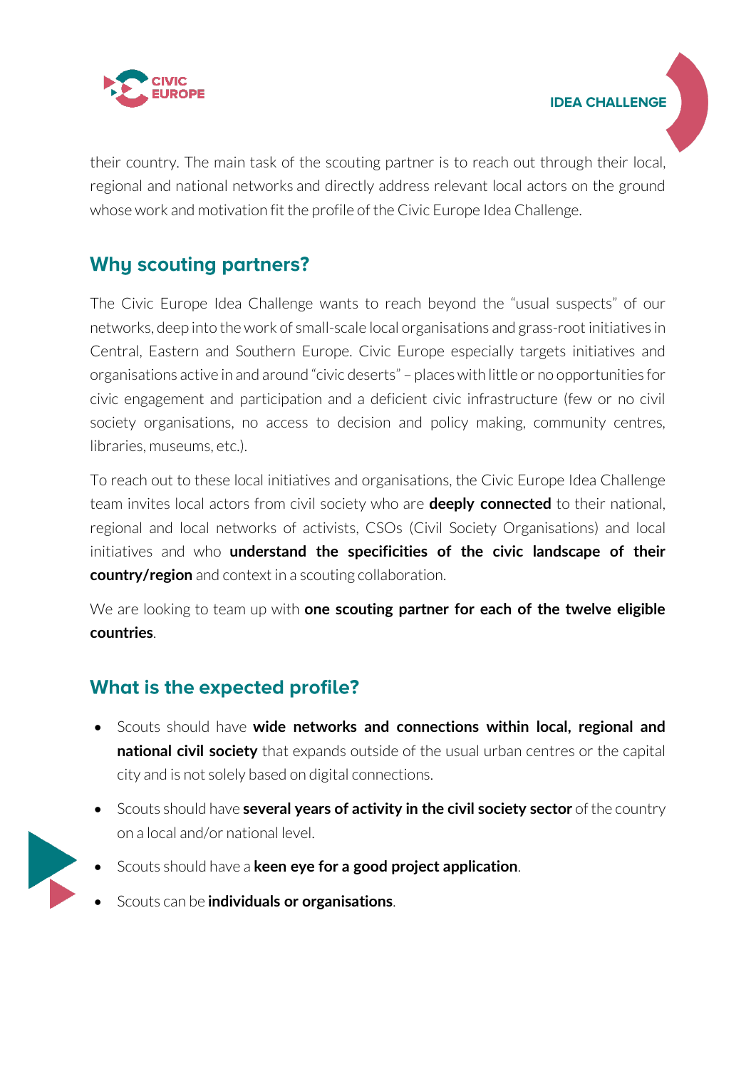their country. The main task of the scouting partner is to reach out through their local, regional and national networks and directly address relevant local actors on the ground whose work and motivation fit the profile of the Civic Europe Idea Challenge.

## Why scouting partners?

The Civic Europe Idea Challenge wants to reach beyond the "usual suspects" of our networks, deep into the work of small-scale local organisations and grass-root initiatives in Central, Eastern and Southern Europe. Civic Europe especially targets initiatives and organisations active in and around "civic deserts" – places with little or no opportunities for civic engagement and participation and a deficient civic infrastructure (few or no civil society organisations, no access to decision and policy making, community centres, libraries, museums, etc.).

To reach out to these local initiatives and organisations, the Civic Europe Idea Challenge team invites local actors from civil society who are **deeply connected** to their national, regional and local networks of activists, CSOs (Civil Society Organisations) and local initiatives and who **understand the specificities of the civic landscape of their country/region** and context in a scouting collaboration.

We are looking to team up with **one scouting partner for each of the twelve eligible countries**.

## What is the expected profile?

- Scouts should have **wide networks and connections within local, regional and national civil society** that expands outside of the usual urban centres or the capital city and is not solely based on digital connections.
- Scouts should have **several years of activity in the civil society sector** of the country on a local and/or national level.
- Scouts should have a **keen eye for a good project application**.
- Scouts can be **individuals or organisations**.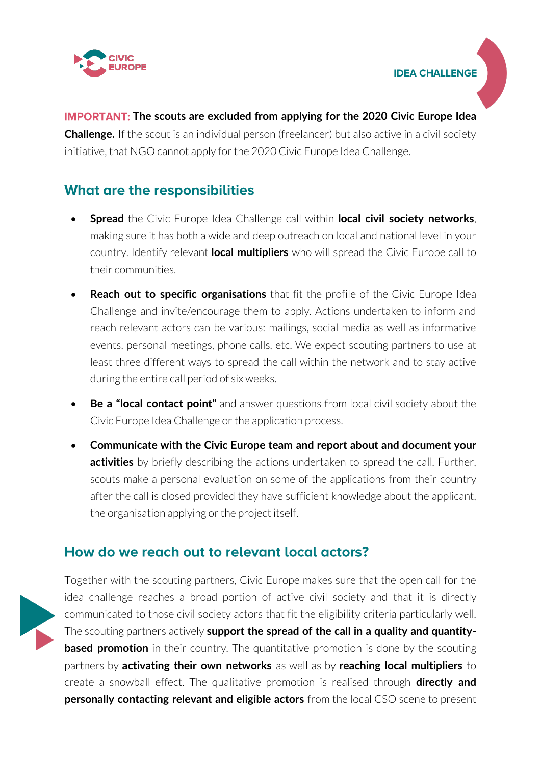**IMPORTANT: The scouts are excluded from applying for the 2020 Civic Europe Idea Challenge.** If the scout is an individual person (freelancer) but also active in a civil society initiative, that NGO cannot apply for the 2020 Civic Europe Idea Challenge.

## What are the responsibilities

- **Spread** the Civic Europe Idea Challenge call within **local civil society networks**, making sure it has both a wide and deep outreach on local and national level in your country. Identify relevant **local multipliers** who will spread the Civic Europe call to their communities.
- **Reach out to specific organisations** that fit the profile of the Civic Europe Idea Challenge and invite/encourage them to apply. Actions undertaken to inform and reach relevant actors can be various: mailings, social media as well as informative events, personal meetings, phone calls, etc. We expect scouting partners to use at least three different ways to spread the call within the network and to stay active during the entire call period of six weeks.
- **Be a "local contact point"** and answer questions from local civil society about the Civic Europe Idea Challenge or the application process.
- **Communicate with the Civic Europe team and report about and document your activities** by briefly describing the actions undertaken to spread the call. Further, scouts make a personal evaluation on some of the applications from their country after the call is closed provided they have sufficient knowledge about the applicant, the organisation applying or the project itself.

## How do we reach out to relevant local actors?

Together with the scouting partners, Civic Europe makes sure that the open call for the idea challenge reaches a broad portion of active civil society and that it is directly communicated to those civil society actors that fit the eligibility criteria particularly well. The scouting partners actively **support the spread of the call in a quality and quantity-based promotion** in their country. The quantitative promotion is done by the scouting partners by **activating their own networks** as well as by **reaching local multipliers** to create a snowball effect. The qualitative promotion is realised through **directly and personally contacting relevant and eligible actors** from the local CSO scene to present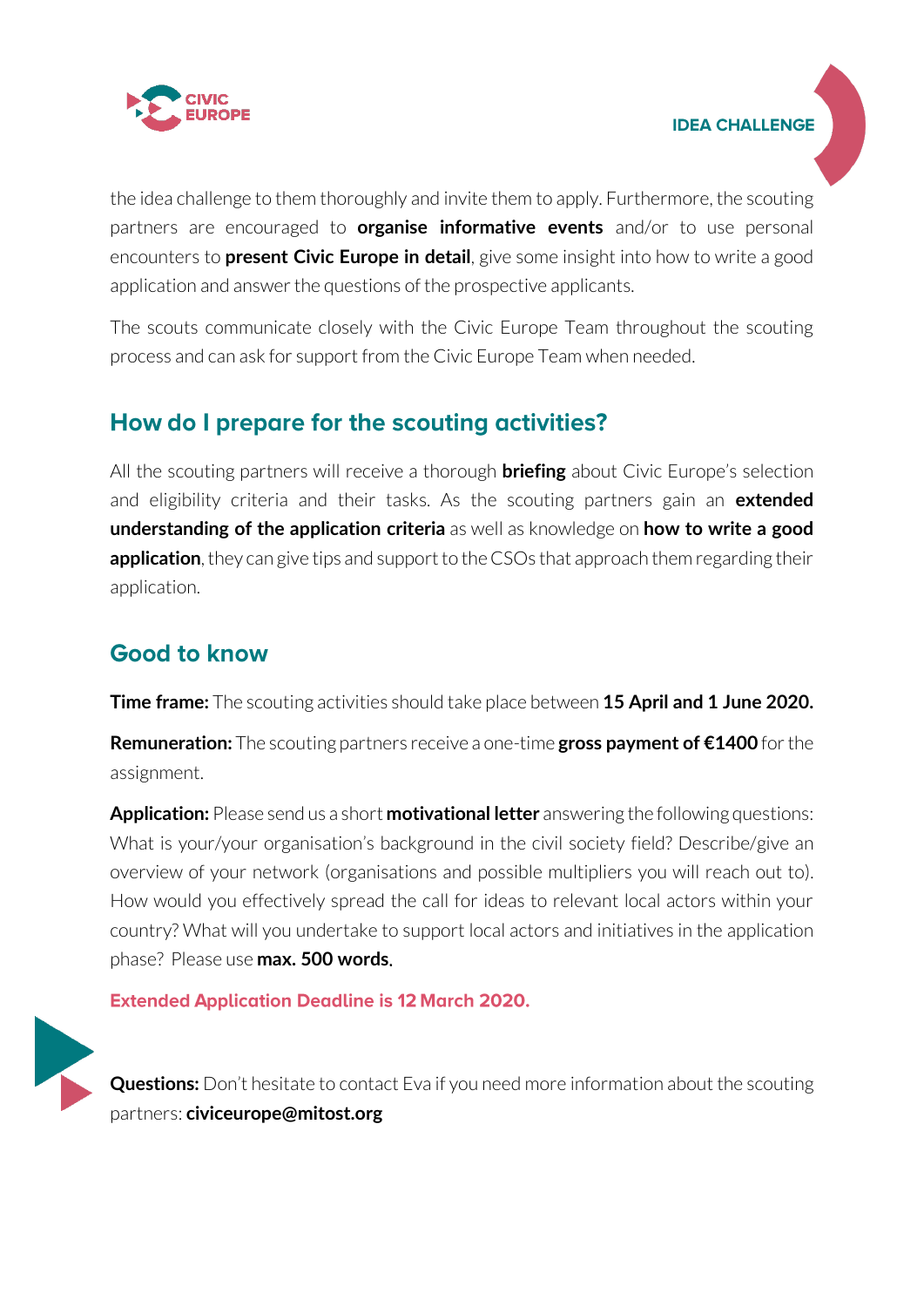the idea challenge to them thoroughly and invite them to apply. Furthermore, the scouting partners are encouraged to **organise informative events** and/or to use personal encounters to **present Civic Europe in detail**, give some insight into how to write a good application and answer the questions of the prospective applicants.

The scouts communicate closely with the Civic Europe Team throughout the scouting process and can ask for support from the Civic Europe Team when needed.

## How do I prepare for the scouting activities?

All the scouting partners will receive a thorough **briefing** about Civic Europe's selection and eligibility criteria and their tasks. As the scouting partners gain an **extended understanding of the application criteria** as well as knowledge on **how to write a good application**, they can give tips and support to the CSOs that approach them regarding their application.

## Good to know

**Time frame:** The scouting activities should take place between **15 April and 1 June 2020.**

**Remuneration:** The scouting partners receive a one-time **gross payment of €1400** for the assignment.

**Application:** Please send us a short **motivational letter** answering the following questions: What is your/your organisation's background in the civil society field? Describe/give an overview of your network (organisations and possible multipliers you will reach out to). How would you effectively spread the call for ideas to relevant local actors within your country? What will you undertake to support local actors and initiatives in the application phase? Please use **max. 500 words**.

**Extended Application Deadline is 12 March 2020.**

**Questions:** Don't hesitate to contact Eva if you need more information about the scouting partners: **civiceurope@mitost.org**